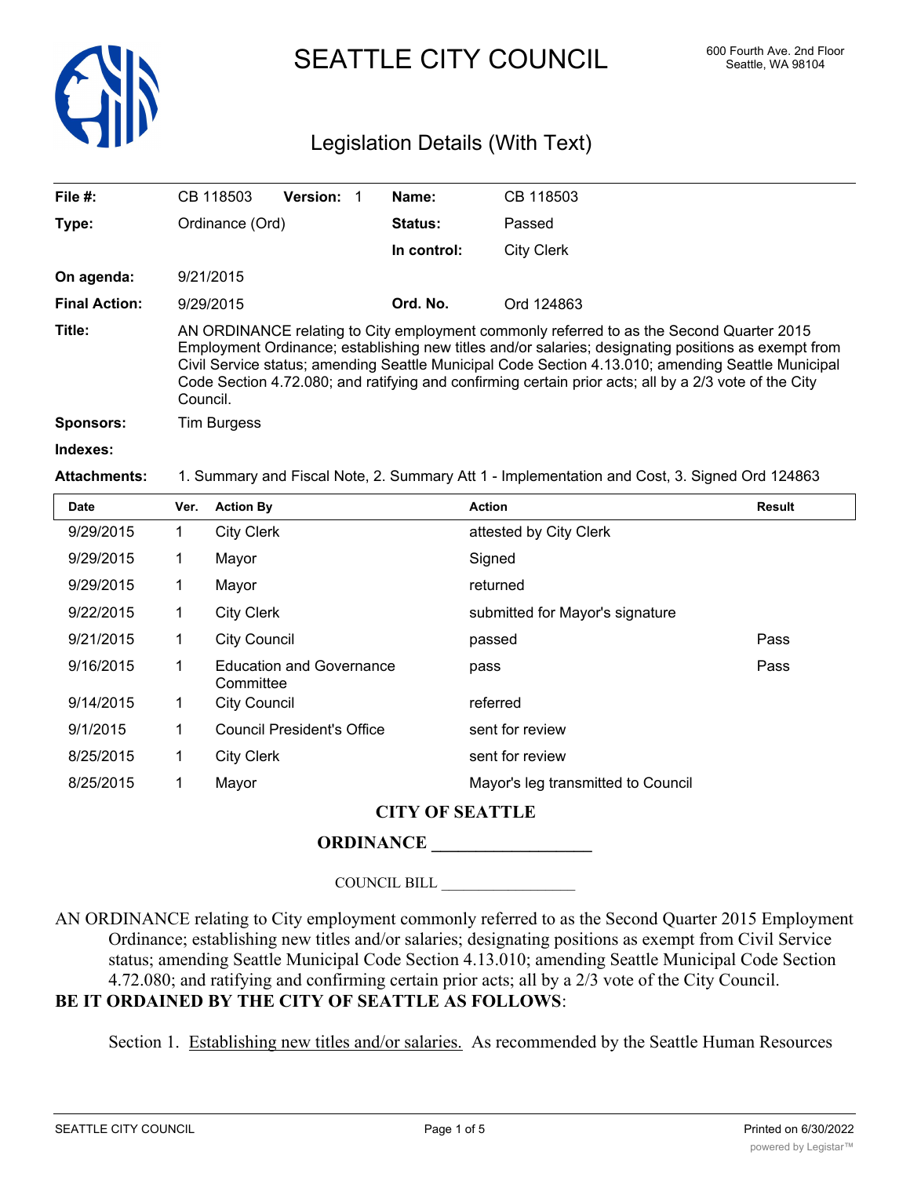# SEATTLE CITY COUNCIL

600 Fourth Ave. 2nd Floor
Seattle, WA 98104

## Legislation Details (With Text)

| | | | |
|---|---|---|---|
| **File #:** | CB 118503 **Version:** 1 | **Name:** | CB 118503 |
| **Type:** | Ordinance (Ord) | **Status:** | Passed |
| | | **In control:** | City Clerk |
| **On agenda:** | 9/21/2015 | | |
| **Final Action:** | 9/29/2015 | **Ord. No.** | Ord 124863 |

**Title:** AN ORDINANCE relating to City employment commonly referred to as the Second Quarter 2015 Employment Ordinance; establishing new titles and/or salaries; designating positions as exempt from Civil Service status; amending Seattle Municipal Code Section 4.13.010; amending Seattle Municipal Code Section 4.72.080; and ratifying and confirming certain prior acts; all by a 2/3 vote of the City Council.

**Sponsors:** Tim Burgess

**Indexes:**

**Attachments:** 1. Summary and Fiscal Note, 2. Summary Att 1 - Implementation and Cost, 3. Signed Ord 124863

| Date | Ver. | Action By | Action | Result |
|---|---|---|---|---|
| 9/29/2015 | 1 | City Clerk | attested by City Clerk | |
| 9/29/2015 | 1 | Mayor | Signed | |
| 9/29/2015 | 1 | Mayor | returned | |
| 9/22/2015 | 1 | City Clerk | submitted for Mayor's signature | |
| 9/21/2015 | 1 | City Council | passed | Pass |
| 9/16/2015 | 1 | Education and Governance Committee | pass | Pass |
| 9/14/2015 | 1 | City Council | referred | |
| 9/1/2015 | 1 | Council President's Office | sent for review | |
| 8/25/2015 | 1 | City Clerk | sent for review | |
| 8/25/2015 | 1 | Mayor | Mayor's leg transmitted to Council | |

**CITY OF SEATTLE**

**ORDINANCE __________________**

COUNCIL BILL __________________

AN ORDINANCE relating to City employment commonly referred to as the Second Quarter 2015 Employment Ordinance; establishing new titles and/or salaries; designating positions as exempt from Civil Service status; amending Seattle Municipal Code Section 4.13.010; amending Seattle Municipal Code Section 4.72.080; and ratifying and confirming certain prior acts; all by a 2/3 vote of the City Council.

**BE IT ORDAINED BY THE CITY OF SEATTLE AS FOLLOWS**:

Section 1. Establishing new titles and/or salaries. As recommended by the Seattle Human Resources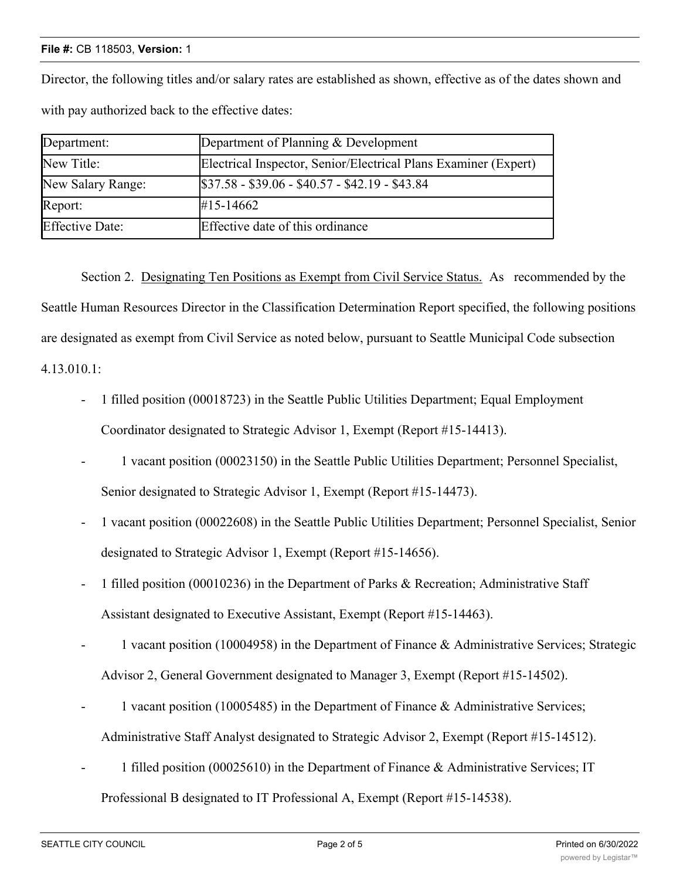Director, the following titles and/or salary rates are established as shown, effective as of the dates shown and with pay authorized back to the effective dates:

| Department: | Department of Planning & Development |
|---|---|
| New Title: | Electrical Inspector, Senior/Electrical Plans Examiner (Expert) |
| New Salary Range: | $37.58 - $39.06 - $40.57 - $42.19 - $43.84 |
| Report: | #15-14662 |
| Effective Date: | Effective date of this ordinance |

Section 2. Designating Ten Positions as Exempt from Civil Service Status. As recommended by the Seattle Human Resources Director in the Classification Determination Report specified, the following positions are designated as exempt from Civil Service as noted below, pursuant to Seattle Municipal Code subsection 4.13.010.1:

- 1 filled position (00018723) in the Seattle Public Utilities Department; Equal Employment Coordinator designated to Strategic Advisor 1, Exempt (Report #15-14413).
- 1 vacant position (00023150) in the Seattle Public Utilities Department; Personnel Specialist, Senior designated to Strategic Advisor 1, Exempt (Report #15-14473).
- 1 vacant position (00022608) in the Seattle Public Utilities Department; Personnel Specialist, Senior designated to Strategic Advisor 1, Exempt (Report #15-14656).
- 1 filled position (00010236) in the Department of Parks & Recreation; Administrative Staff Assistant designated to Executive Assistant, Exempt (Report #15-14463).
- 1 vacant position (10004958) in the Department of Finance & Administrative Services; Strategic Advisor 2, General Government designated to Manager 3, Exempt (Report #15-14502).
- 1 vacant position (10005485) in the Department of Finance & Administrative Services; Administrative Staff Analyst designated to Strategic Advisor 2, Exempt (Report #15-14512).
- 1 filled position (00025610) in the Department of Finance & Administrative Services; IT Professional B designated to IT Professional A, Exempt (Report #15-14538).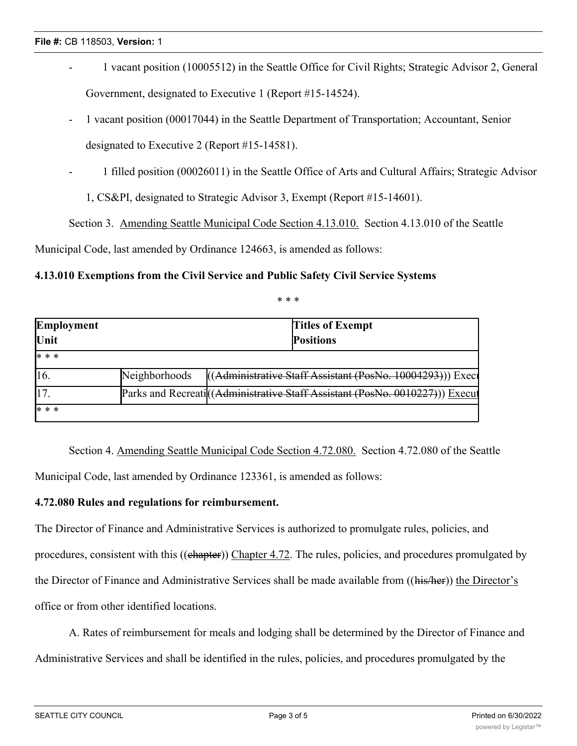- 1 vacant position (10005512) in the Seattle Office for Civil Rights; Strategic Advisor 2, General Government, designated to Executive 1 (Report #15-14524).
- 1 vacant position (00017044) in the Seattle Department of Transportation; Accountant, Senior designated to Executive 2 (Report #15-14581).
- 1 filled position (00026011) in the Seattle Office of Arts and Cultural Affairs; Strategic Advisor 1, CS&PI, designated to Strategic Advisor 3, Exempt (Report #15-14601).

Section 3. Amending Seattle Municipal Code Section 4.13.010. Section 4.13.010 of the Seattle Municipal Code, last amended by Ordinance 124663, is amended as follows:

**4.13.010 Exemptions from the Civil Service and Public Safety Civil Service Systems**

\* \* \*

| Employment Unit | | Titles of Exempt Positions |
|---|---|---|
| * * * | | |
| 16. | Neighborhoods | ((~~Administrative Staff Assistant (PosNo. 10004293)~~)) Exec |
| 17. | Parks and Recreati | ((~~Administrative Staff Assistant (PosNo. 0010227)~~)) Execut |
| * * * | | |

Section 4. Amending Seattle Municipal Code Section 4.72.080. Section 4.72.080 of the Seattle Municipal Code, last amended by Ordinance 123361, is amended as follows:

**4.72.080 Rules and regulations for reimbursement.**

The Director of Finance and Administrative Services is authorized to promulgate rules, policies, and procedures, consistent with this ((~~chapter~~)) Chapter 4.72. The rules, policies, and procedures promulgated by the Director of Finance and Administrative Services shall be made available from ((~~his/her~~)) the Director's office or from other identified locations.

A. Rates of reimbursement for meals and lodging shall be determined by the Director of Finance and Administrative Services and shall be identified in the rules, policies, and procedures promulgated by the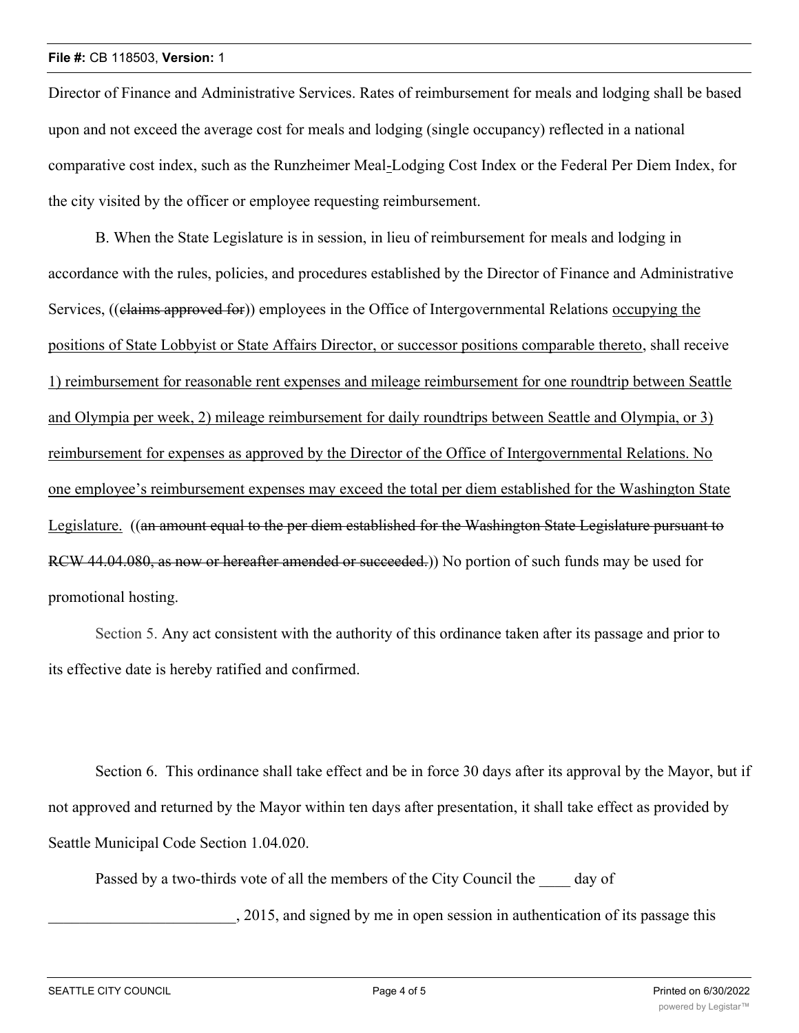Director of Finance and Administrative Services. Rates of reimbursement for meals and lodging shall be based upon and not exceed the average cost for meals and lodging (single occupancy) reflected in a national comparative cost index, such as the Runzheimer Meal-Lodging Cost Index or the Federal Per Diem Index, for the city visited by the officer or employee requesting reimbursement.

B. When the State Legislature is in session, in lieu of reimbursement for meals and lodging in accordance with the rules, policies, and procedures established by the Director of Finance and Administrative Services, ((~~claims approved for~~)) employees in the Office of Intergovernmental Relations <u>occupying the positions of State Lobbyist or State Affairs Director, or successor positions comparable thereto</u>, shall receive <u>1) reimbursement for reasonable rent expenses and mileage reimbursement for one roundtrip between Seattle and Olympia per week, 2) mileage reimbursement for daily roundtrips between Seattle and Olympia, or 3) reimbursement for expenses as approved by the Director of the Office of Intergovernmental Relations. No one employee's reimbursement expenses may exceed the total per diem established for the Washington State Legislature.</u> ((~~an amount equal to the per diem established for the Washington State Legislature pursuant to RCW 44.04.080, as now or hereafter amended or succeeded.~~)) No portion of such funds may be used for promotional hosting.

Section 5. Any act consistent with the authority of this ordinance taken after its passage and prior to its effective date is hereby ratified and confirmed.

Section 6. This ordinance shall take effect and be in force 30 days after its approval by the Mayor, but if not approved and returned by the Mayor within ten days after presentation, it shall take effect as provided by Seattle Municipal Code Section 1.04.020.

Passed by a two-thirds vote of all the members of the City Council the ____ day of ________________________, 2015, and signed by me in open session in authentication of its passage this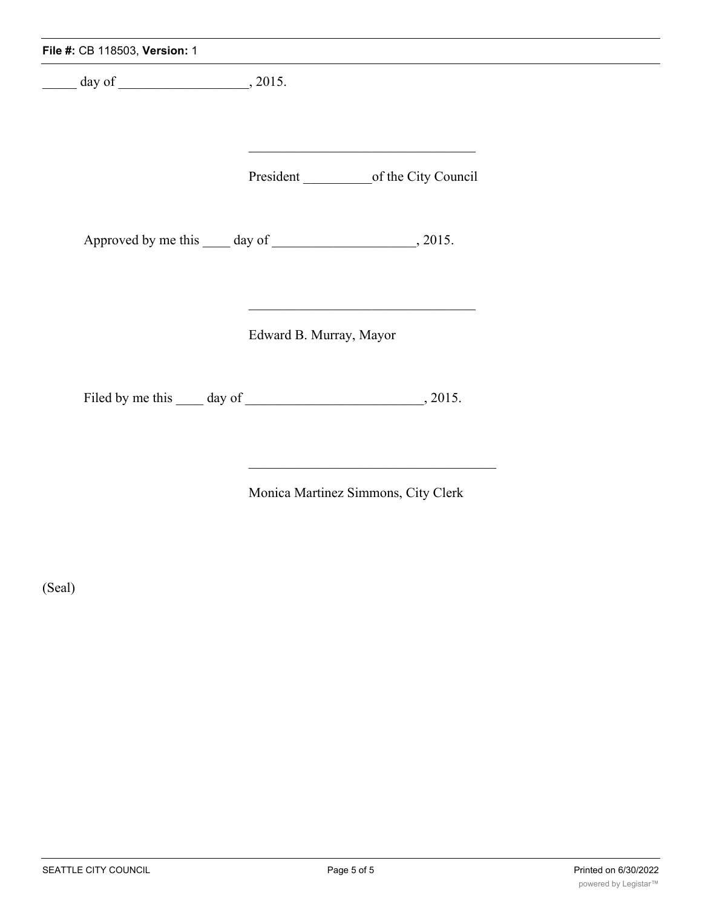_____ day of ___________________, 2015.

_________________________________

President __________of the City Council

Approved by me this ____ day of _____________________, 2015.

_________________________________

Edward B. Murray, Mayor

Filed by me this ____ day of __________________________, 2015.

____________________________________

Monica Martinez Simmons, City Clerk

(Seal)